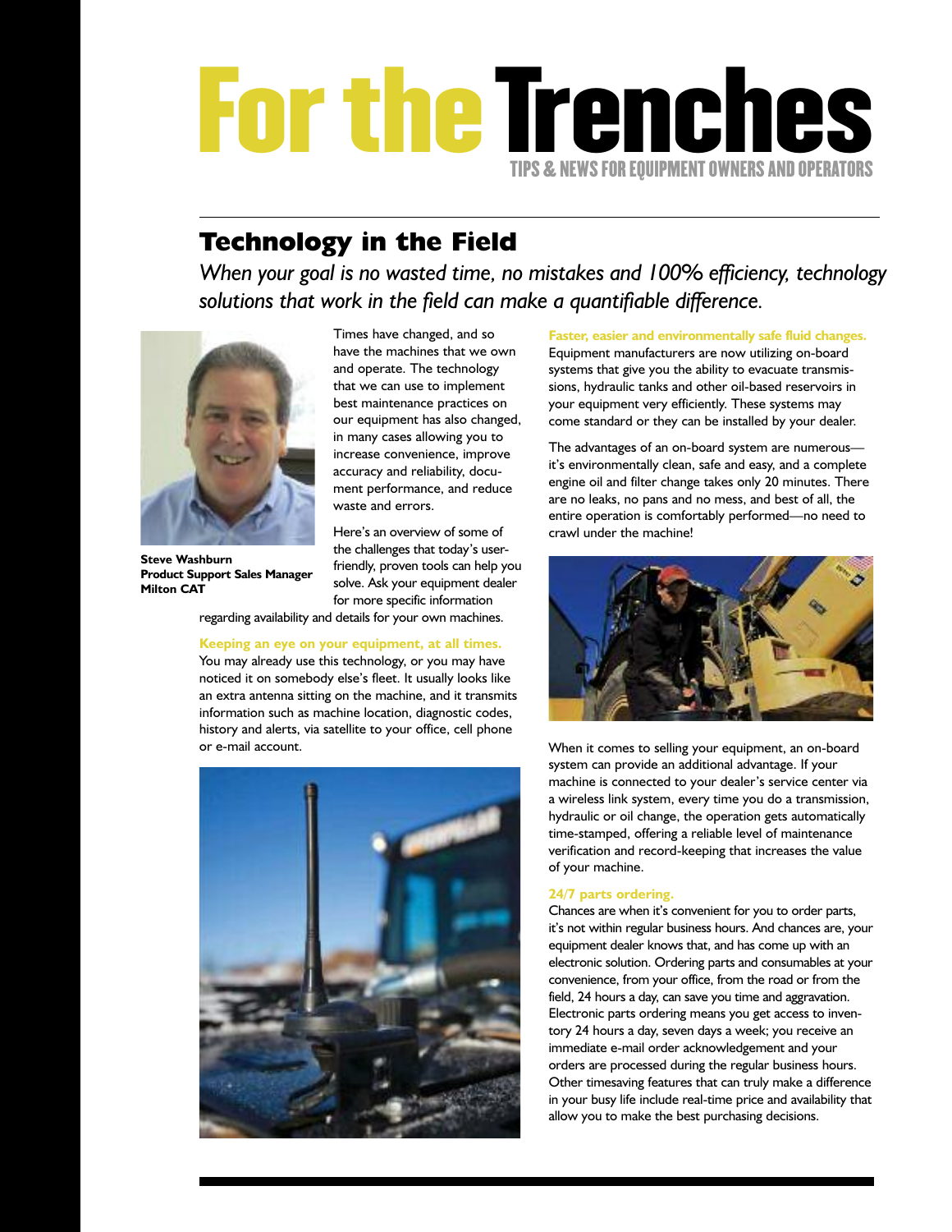# For the Trenches

TIPS & NEWS FOR EQUIPMENT OWNERS AND OPERATORS

## Technology in the Field

*When your goal is no wasted time, no mistakes and 100% efficiency, technology solutions that work in the field can make a quantifiable difference.*

**Steve Washburn**
**Product Support Sales Manager**
**Milton CAT**

Times have changed, and so have the machines that we own and operate. The technology that we can use to implement best maintenance practices on our equipment has also changed, in many cases allowing you to increase convenience, improve accuracy and reliability, document performance, and reduce waste and errors.

Here's an overview of some of the challenges that today's user-friendly, proven tools can help you solve. Ask your equipment dealer for more specific information regarding availability and details for your own machines.

**Keeping an eye on your equipment, at all times.**
You may already use this technology, or you may have noticed it on somebody else's fleet. It usually looks like an extra antenna sitting on the machine, and it transmits information such as machine location, diagnostic codes, history and alerts, via satellite to your office, cell phone or e-mail account.

**Faster, easier and environmentally safe fluid changes.**
Equipment manufacturers are now utilizing on-board systems that give you the ability to evacuate transmissions, hydraulic tanks and other oil-based reservoirs in your equipment very efficiently. These systems may come standard or they can be installed by your dealer.

The advantages of an on-board system are numerous—it's environmentally clean, safe and easy, and a complete engine oil and filter change takes only 20 minutes. There are no leaks, no pans and no mess, and best of all, the entire operation is comfortably performed—no need to crawl under the machine!

When it comes to selling your equipment, an on-board system can provide an additional advantage. If your machine is connected to your dealer's service center via a wireless link system, every time you do a transmission, hydraulic or oil change, the operation gets automatically time-stamped, offering a reliable level of maintenance verification and record-keeping that increases the value of your machine.

**24/7 parts ordering.**
Chances are when it's convenient for you to order parts, it's not within regular business hours. And chances are, your equipment dealer knows that, and has come up with an electronic solution. Ordering parts and consumables at your convenience, from your office, from the road or from the field, 24 hours a day, can save you time and aggravation. Electronic parts ordering means you get access to inventory 24 hours a day, seven days a week; you receive an immediate e-mail order acknowledgement and your orders are processed during the regular business hours. Other timesaving features that can truly make a difference in your busy life include real-time price and availability that allow you to make the best purchasing decisions.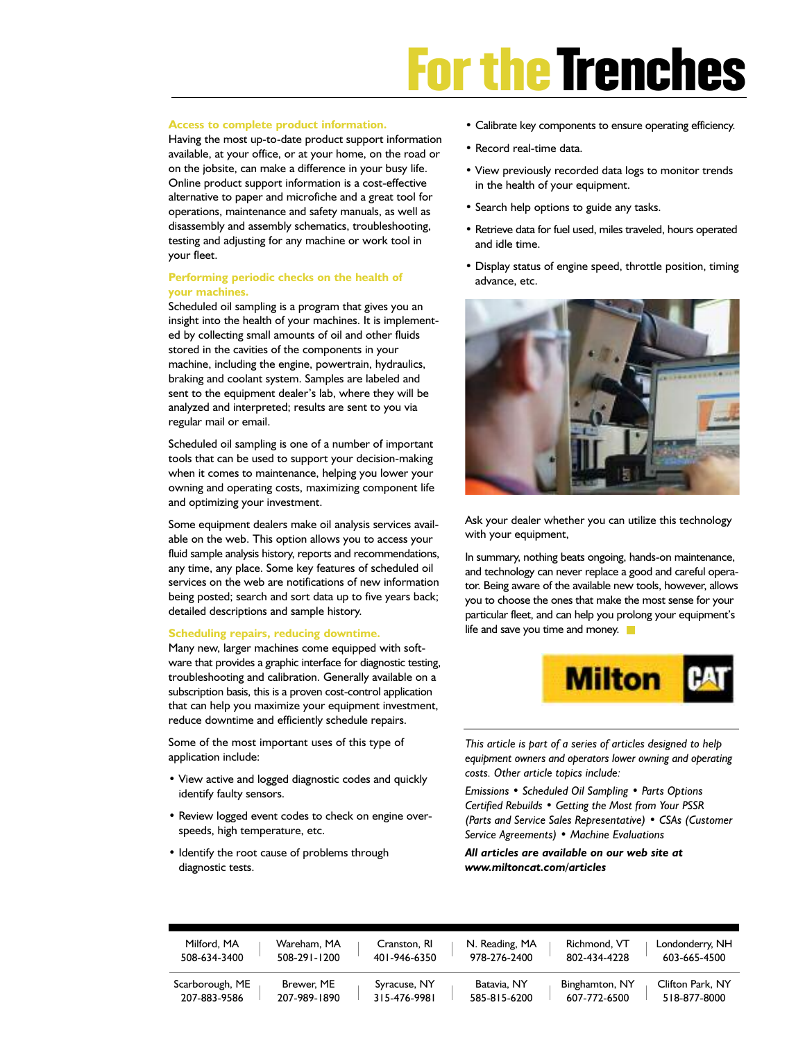# For the Trenches

**Access to complete product information.**

Having the most up-to-date product support information available, at your office, or at your home, on the road or on the jobsite, can make a difference in your busy life. Online product support information is a cost-effective alternative to paper and microfiche and a great tool for operations, maintenance and safety manuals, as well as disassembly and assembly schematics, troubleshooting, testing and adjusting for any machine or work tool in your fleet.

**Performing periodic checks on the health of your machines.**

Scheduled oil sampling is a program that gives you an insight into the health of your machines. It is implemented by collecting small amounts of oil and other fluids stored in the cavities of the components in your machine, including the engine, powertrain, hydraulics, braking and coolant system. Samples are labeled and sent to the equipment dealer's lab, where they will be analyzed and interpreted; results are sent to you via regular mail or email.

Scheduled oil sampling is one of a number of important tools that can be used to support your decision-making when it comes to maintenance, helping you lower your owning and operating costs, maximizing component life and optimizing your investment.

Some equipment dealers make oil analysis services available on the web. This option allows you to access your fluid sample analysis history, reports and recommendations, any time, any place. Some key features of scheduled oil services on the web are notifications of new information being posted; search and sort data up to five years back; detailed descriptions and sample history.

**Scheduling repairs, reducing downtime.**

Many new, larger machines come equipped with software that provides a graphic interface for diagnostic testing, troubleshooting and calibration. Generally available on a subscription basis, this is a proven cost-control application that can help you maximize your equipment investment, reduce downtime and efficiently schedule repairs.

Some of the most important uses of this type of application include:

- View active and logged diagnostic codes and quickly identify faulty sensors.
- Review logged event codes to check on engine overspeeds, high temperature, etc.
- Identify the root cause of problems through diagnostic tests.
- Calibrate key components to ensure operating efficiency.
- Record real-time data.
- View previously recorded data logs to monitor trends in the health of your equipment.
- Search help options to guide any tasks.
- Retrieve data for fuel used, miles traveled, hours operated and idle time.
- Display status of engine speed, throttle position, timing advance, etc.

Ask your dealer whether you can utilize this technology with your equipment,

In summary, nothing beats ongoing, hands-on maintenance, and technology can never replace a good and careful operator. Being aware of the available new tools, however, allows you to choose the ones that make the most sense for your particular fleet, and can help you prolong your equipment's life and save you time and money.

Milton CAT

*This article is part of a series of articles designed to help equipment owners and operators lower owning and operating costs. Other article topics include:*

*Emissions • Scheduled Oil Sampling • Parts Options Certified Rebuilds • Getting the Most from Your PSSR (Parts and Service Sales Representative) • CSAs (Customer Service Agreements) • Machine Evaluations*

***All articles are available on our web site at www.miltoncat.com/articles***

| | | | | | |
|---|---|---|---|---|---|
| Milford, MA 508-634-3400 | Wareham, MA 508-291-1200 | Cranston, RI 401-946-6350 | N. Reading, MA 978-276-2400 | Richmond, VT 802-434-4228 | Londonderry, NH 603-665-4500 |
| Scarborough, ME 207-883-9586 | Brewer, ME 207-989-1890 | Syracuse, NY 315-476-9981 | Batavia, NY 585-815-6200 | Binghamton, NY 607-772-6500 | Clifton Park, NY 518-877-8000 |